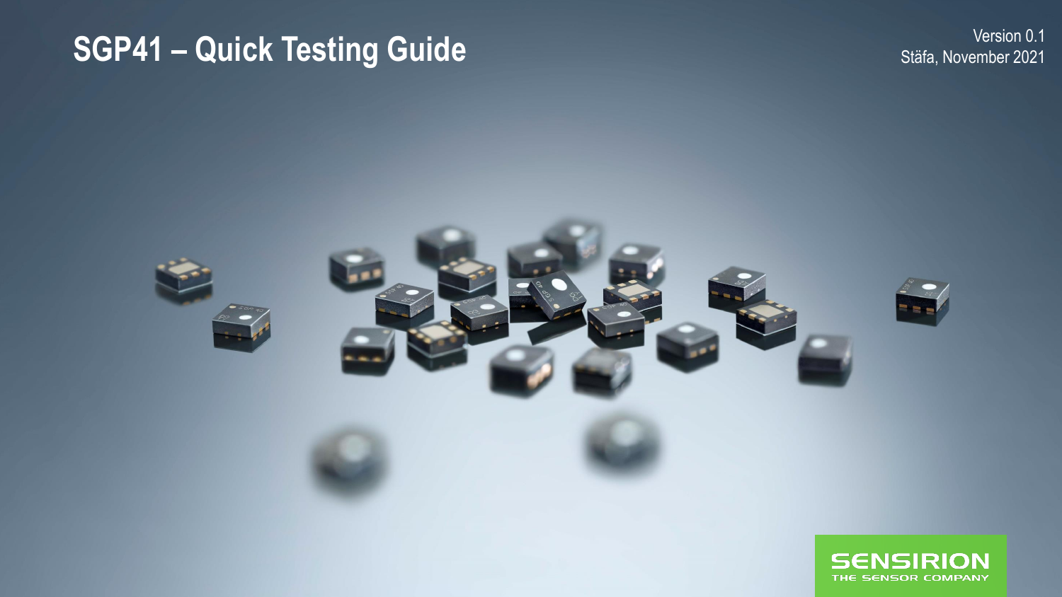# SGP41 – Quick Testing Guide

Version 0.1
Stäfa, November 2021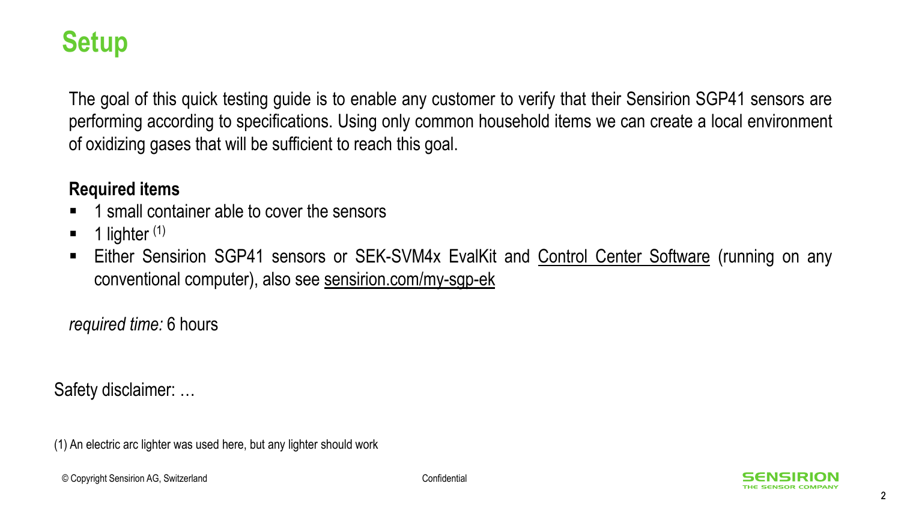# Setup

The goal of this quick testing guide is to enable any customer to verify that their Sensirion SGP41 sensors are performing according to specifications. Using only common household items we can create a local environment of oxidizing gases that will be sufficient to reach this goal.

**Required items**

- 1 small container able to cover the sensors
- 1 lighter (1)
- Either Sensirion SGP41 sensors or SEK-SVM4x EvalKit and Control Center Software (running on any conventional computer), also see sensirion.com/my-sgp-ek

*required time:* 6 hours

Safety disclaimer: …

(1) An electric arc lighter was used here, but any lighter should work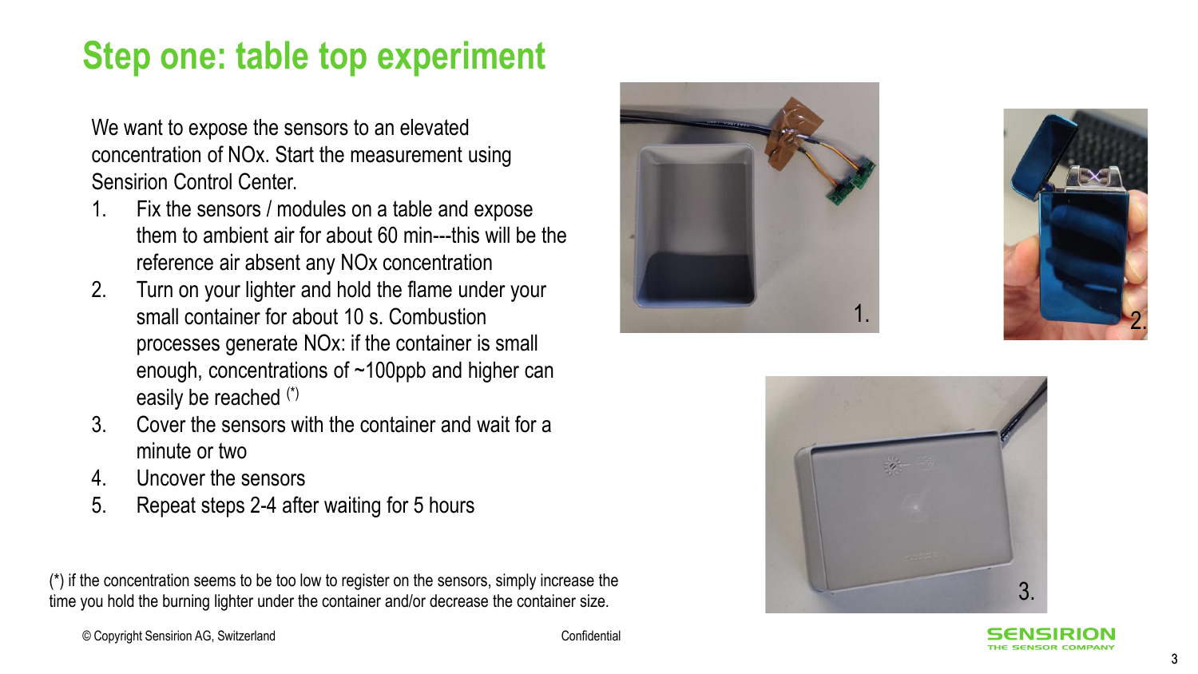# Step one: table top experiment

We want to expose the sensors to an elevated concentration of NOx. Start the measurement using Sensirion Control Center.

1. Fix the sensors / modules on a table and expose them to ambient air for about 60 min---this will be the reference air absent any NOx concentration
2. Turn on your lighter and hold the flame under your small container for about 10 s. Combustion processes generate NOx: if the container is small enough, concentrations of ~100ppb and higher can easily be reached (*)
3. Cover the sensors with the container and wait for a minute or two
4. Uncover the sensors
5. Repeat steps 2-4 after waiting for 5 hours

(*) if the concentration seems to be too low to register on the sensors, simply increase the time you hold the burning lighter under the container and/or decrease the container size.

1.

2.

3.

© Copyright Sensirion AG, Switzerland

Confidential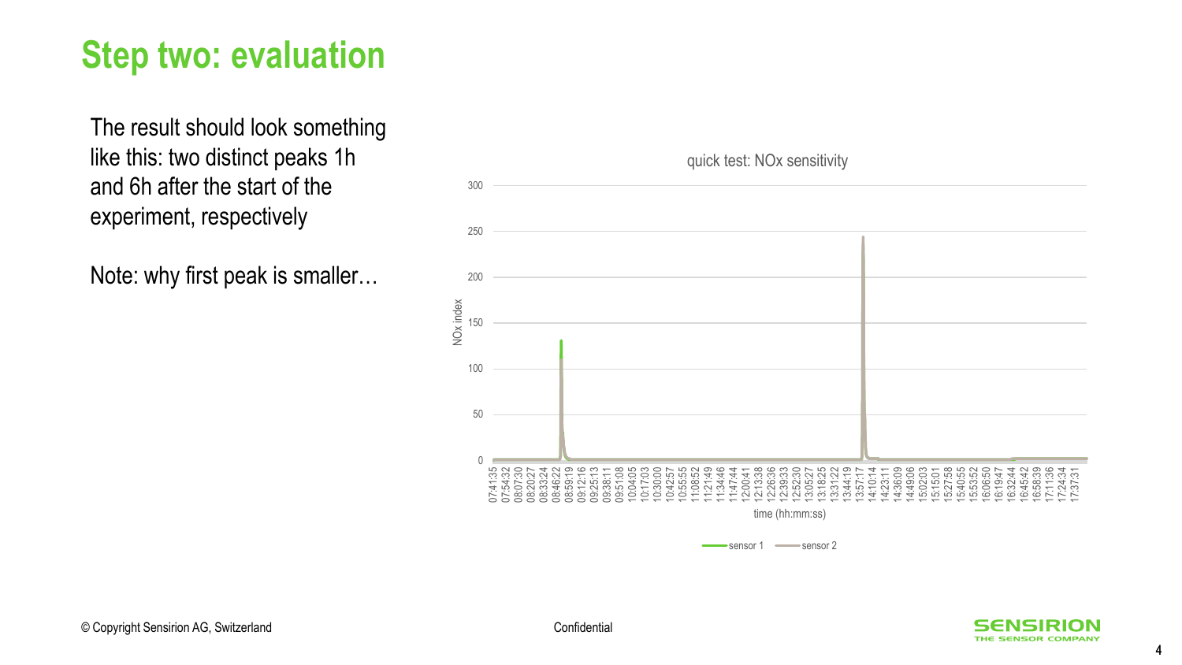# Step two: evaluation

The result should look something like this: two distinct peaks 1h and 6h after the start of the experiment, respectively

Note: why first peak is smaller…

quick test: NOx sensitivity

NOx index

time (hh:mm:ss)

sensor 1 sensor 2

Confidential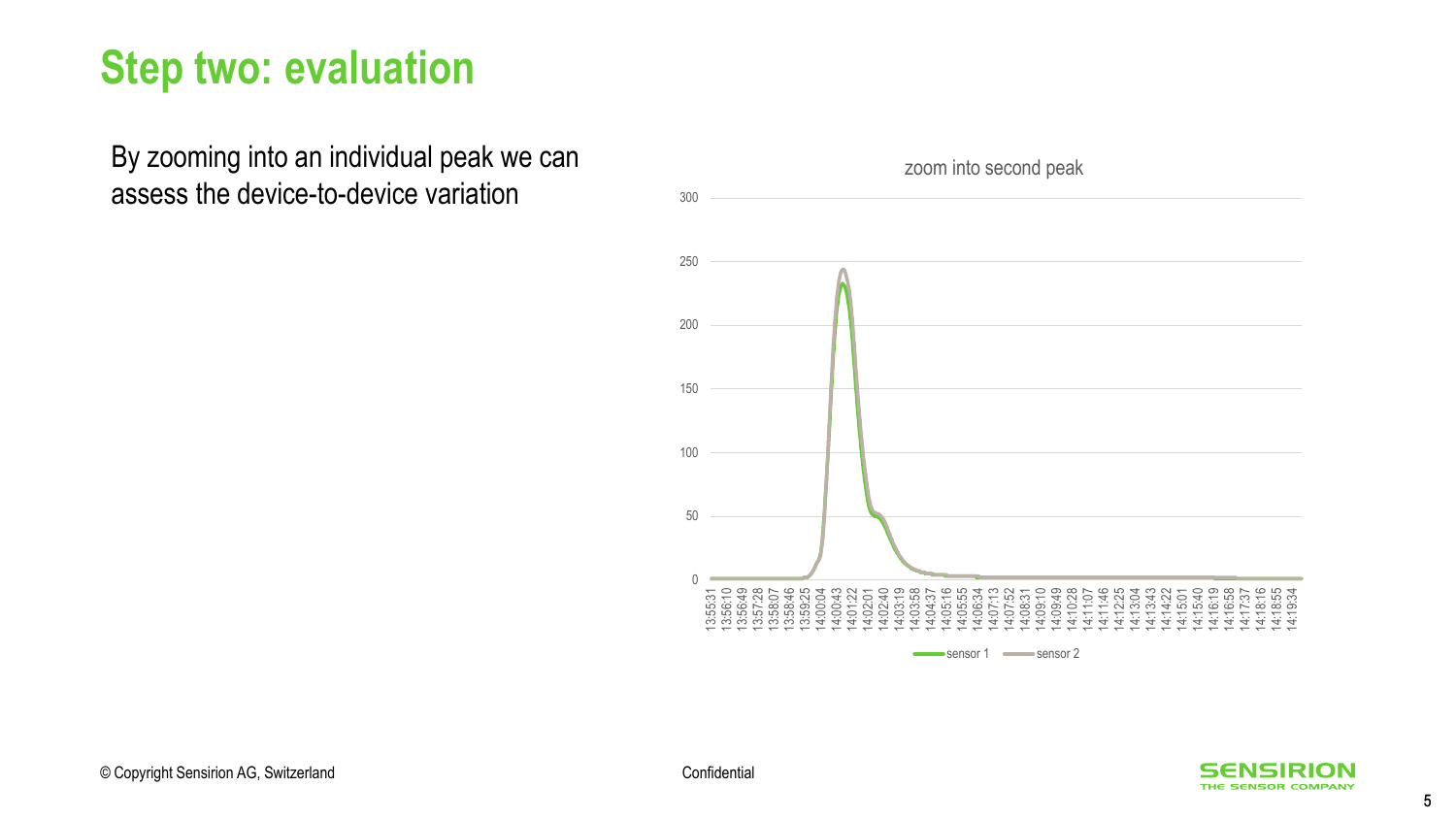# Step two: evaluation

By zooming into an individual peak we can assess the device-to-device variation

zoom into second peak

sensor 1 · sensor 2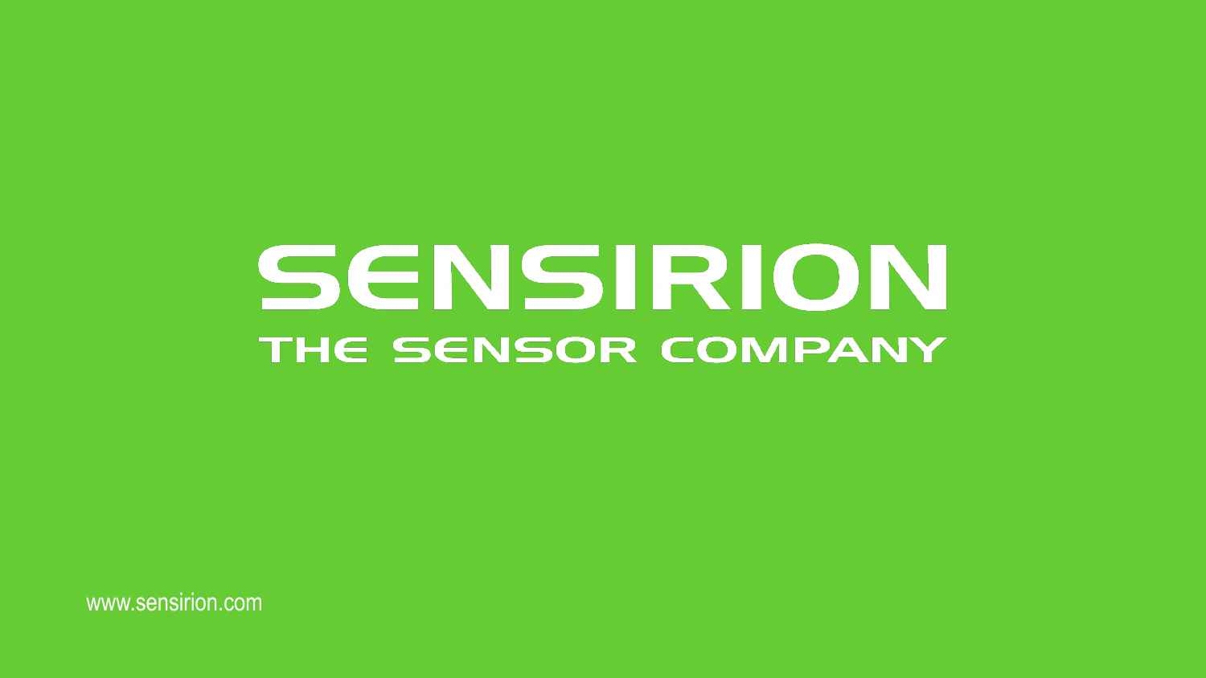SENSIRION

THE SENSOR COMPANY

www.sensirion.com